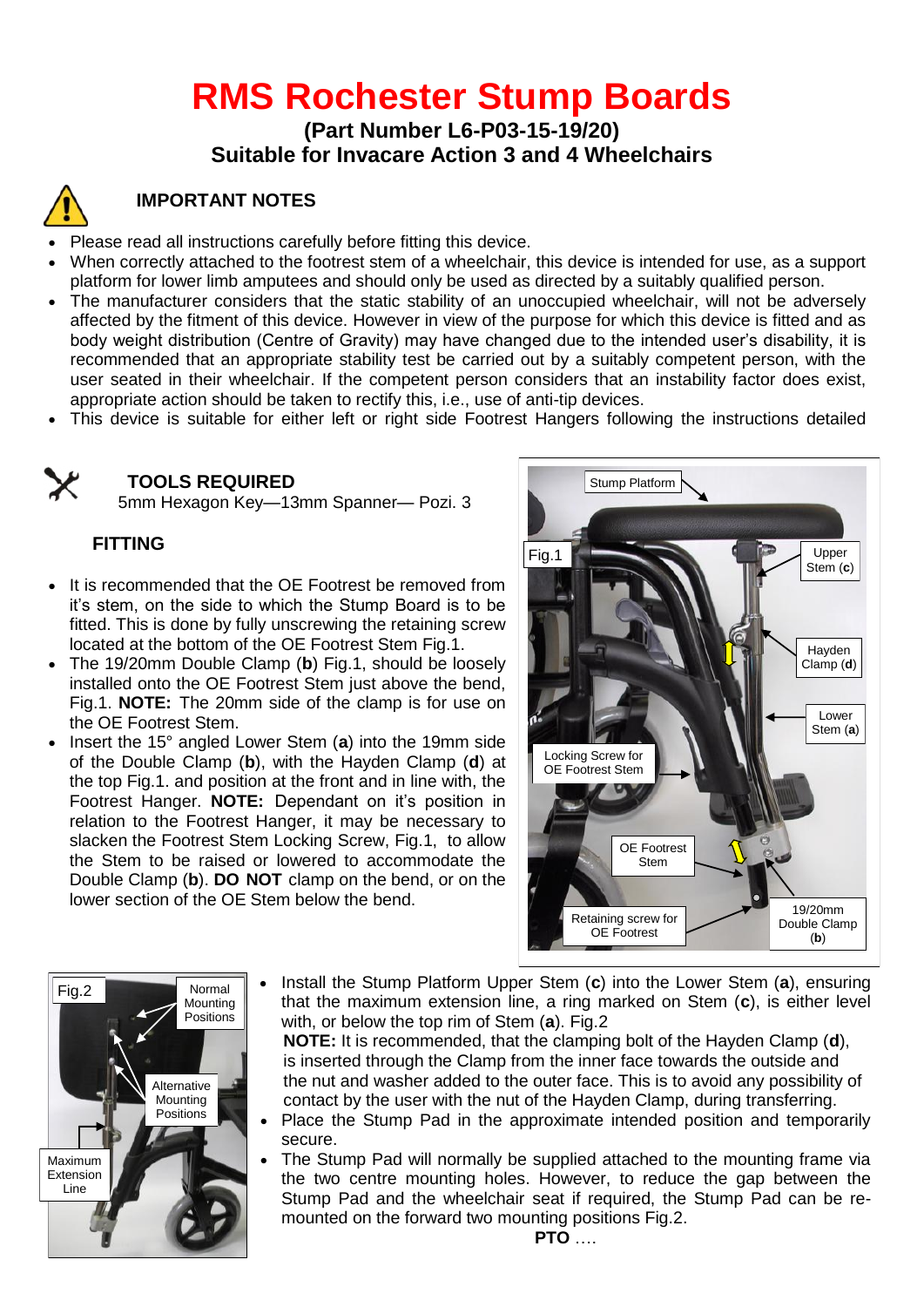# RMS Rochester Stump Boards

**(Part Number L6-P03-15-19/20)**
**Suitable for Invacare Action 3 and 4 Wheelchairs**

### IMPORTANT NOTES

- Please read all instructions carefully before fitting this device.
- When correctly attached to the footrest stem of a wheelchair, this device is intended for use, as a support platform for lower limb amputees and should only be used as directed by a suitably qualified person.
- The manufacturer considers that the static stability of an unoccupied wheelchair, will not be adversely affected by the fitment of this device. However in view of the purpose for which this device is fitted and as body weight distribution (Centre of Gravity) may have changed due to the intended user's disability, it is recommended that an appropriate stability test be carried out by a suitably competent person, with the user seated in their wheelchair. If the competent person considers that an instability factor does exist, appropriate action should be taken to rectify this, i.e., use of anti-tip devices.
- This device is suitable for either left or right side Footrest Hangers following the instructions detailed

### TOOLS REQUIRED

5mm Hexagon Key—13mm Spanner— Pozi. 3

### FITTING

- It is recommended that the OE Footrest be removed from it's stem, on the side to which the Stump Board is to be fitted. This is done by fully unscrewing the retaining screw located at the bottom of the OE Footrest Stem Fig.1.
- The 19/20mm Double Clamp (**b**) Fig.1, should be loosely installed onto the OE Footrest Stem just above the bend, Fig.1. **NOTE:** The 20mm side of the clamp is for use on the OE Footrest Stem.
- Insert the 15° angled Lower Stem (**a**) into the 19mm side of the Double Clamp (**b**), with the Hayden Clamp (**d**) at the top Fig.1. and position at the front and in line with, the Footrest Hanger. **NOTE:** Dependant on it's position in relation to the Footrest Hanger, it may be necessary to slacken the Footrest Stem Locking Screw, Fig.1, to allow the Stem to be raised or lowered to accommodate the Double Clamp (**b**). **DO NOT** clamp on the bend, or on the lower section of the OE Stem below the bend.

Fig.1 — Stump Platform; Upper Stem (**c**); Hayden Clamp (**d**); Lower Stem (**a**); Locking Screw for OE Footrest Stem; OE Footrest Stem; Retaining screw for OE Footrest; 19/20mm Double Clamp (**b**)

Fig.2 — Normal Mounting Positions; Alternative Mounting Positions; Maximum Extension Line

- Install the Stump Platform Upper Stem (**c**) into the Lower Stem (**a**), ensuring that the maximum extension line, a ring marked on Stem (**c**), is either level with, or below the top rim of Stem (**a**). Fig.2
  **NOTE:** It is recommended, that the clamping bolt of the Hayden Clamp (**d**), is inserted through the Clamp from the inner face towards the outside and the nut and washer added to the outer face. This is to avoid any possibility of contact by the user with the nut of the Hayden Clamp, during transferring.
- Place the Stump Pad in the approximate intended position and temporarily secure.
- The Stump Pad will normally be supplied attached to the mounting frame via the two centre mounting holes. However, to reduce the gap between the Stump Pad and the wheelchair seat if required, the Stump Pad can be re-mounted on the forward two mounting positions Fig.2.

**PTO** ….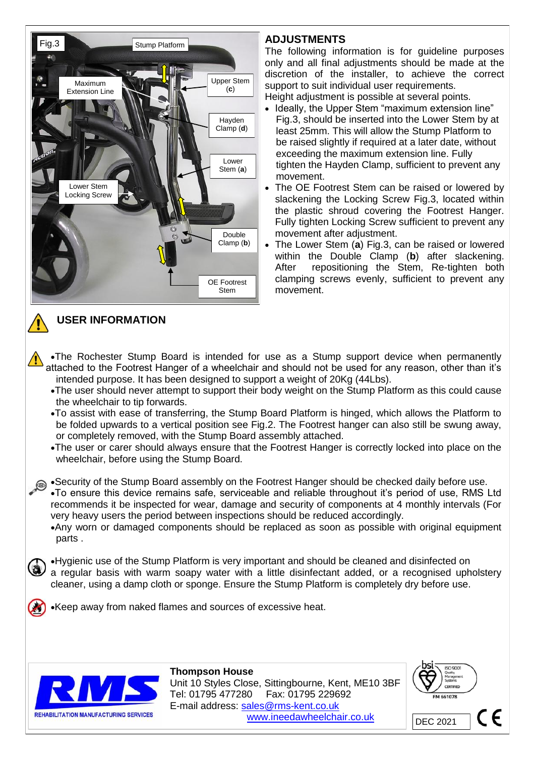Fig.3

Stump Platform

Maximum Extension Line

Upper Stem (**c**)

Hayden Clamp (**d**)

Lower Stem (**a**)

Lower Stem Locking Screw

Double Clamp (**b**)

OE Footrest Stem

## ADJUSTMENTS

The following information is for guideline purposes only and all final adjustments should be made at the discretion of the installer, to achieve the correct support to suit individual user requirements.
Height adjustment is possible at several points.

- Ideally, the Upper Stem "maximum extension line" Fig.3, should be inserted into the Lower Stem by at least 25mm. This will allow the Stump Platform to be raised slightly if required at a later date, without exceeding the maximum extension line. Fully tighten the Hayden Clamp, sufficient to prevent any movement.
- The OE Footrest Stem can be raised or lowered by slackening the Locking Screw Fig.3, located within the plastic shroud covering the Footrest Hanger. Fully tighten Locking Screw sufficient to prevent any movement after adjustment.
- The Lower Stem (**a**) Fig.3, can be raised or lowered within the Double Clamp (**b**) after slackening. After repositioning the Stem, Re-tighten both clamping screws evenly, sufficient to prevent any movement.

## USER INFORMATION

- The Rochester Stump Board is intended for use as a Stump support device when permanently attached to the Footrest Hanger of a wheelchair and should not be used for any reason, other than it's intended purpose. It has been designed to support a weight of 20Kg (44Lbs).
- The user should never attempt to support their body weight on the Stump Platform as this could cause the wheelchair to tip forwards.
- To assist with ease of transferring, the Stump Board Platform is hinged, which allows the Platform to be folded upwards to a vertical position see Fig.2. The Footrest hanger can also still be swung away, or completely removed, with the Stump Board assembly attached.
- The user or carer should always ensure that the Footrest Hanger is correctly locked into place on the wheelchair, before using the Stump Board.

- Security of the Stump Board assembly on the Footrest Hanger should be checked daily before use.
- To ensure this device remains safe, serviceable and reliable throughout it's period of use, RMS Ltd recommends it be inspected for wear, damage and security of components at 4 monthly intervals (For very heavy users the period between inspections should be reduced accordingly.
- Any worn or damaged components should be replaced as soon as possible with original equipment parts .

- Hygienic use of the Stump Platform is very important and should be cleaned and disinfected on a regular basis with warm soapy water with a little disinfectant added, or a recognised upholstery cleaner, using a damp cloth or sponge. Ensure the Stump Platform is completely dry before use.

- Keep away from naked flames and sources of excessive heat.

RMS
REHABILITATION MANUFACTURING SERVICES

**Thompson House**
Unit 10 Styles Close, Sittingbourne, Kent, ME10 3BF
Tel: 01795 477280  Fax: 01795 229692
E-mail address: sales@rms-kent.co.uk
www.ineedawheelchair.co.uk

bsi ISO 9001 Quality Management Systems CERTIFIED
FM 661078

DEC 2021

CE